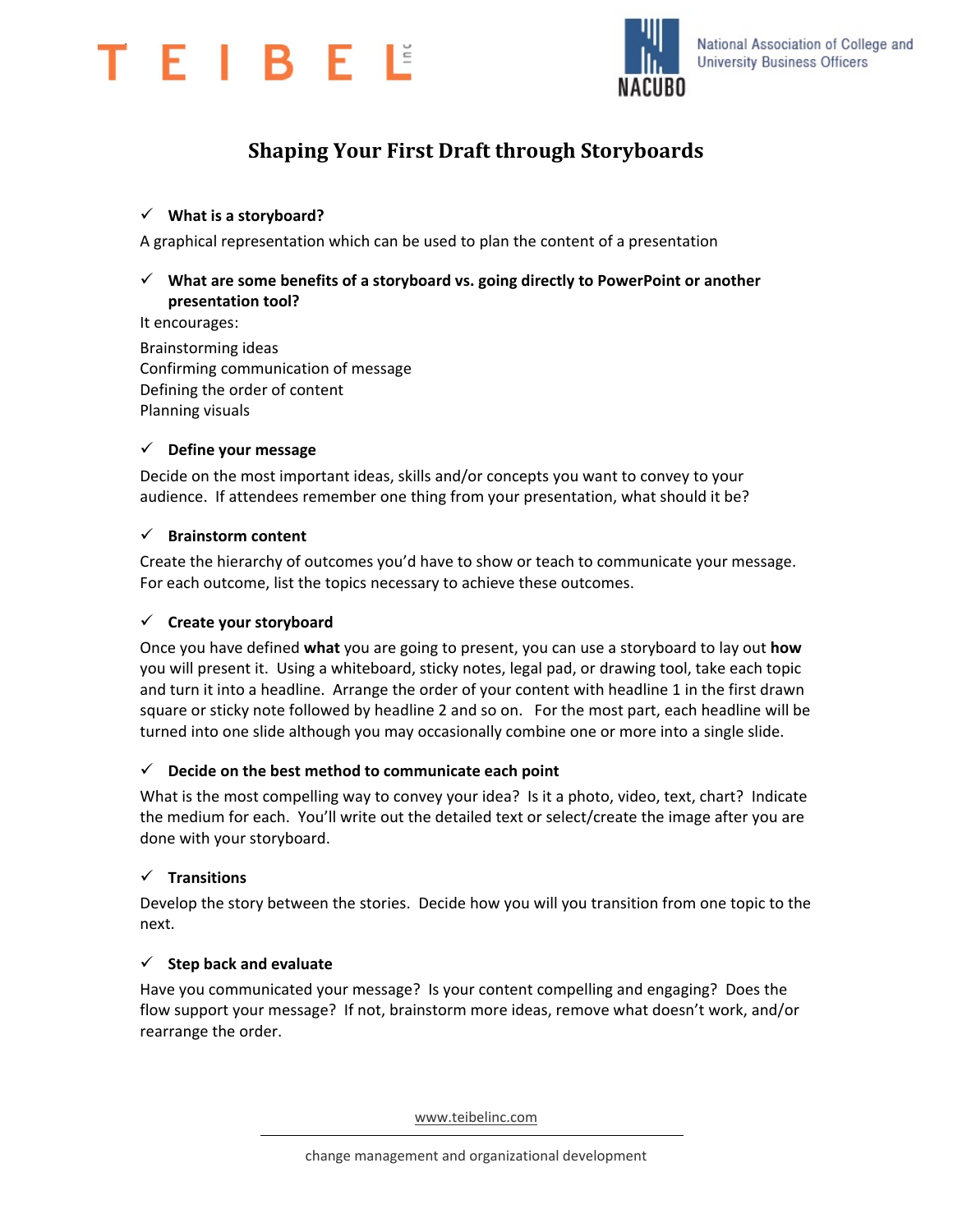TEIBEL inc

National Association of College and University Business Officers

NACUBO

# Shaping Your First Draft through Storyboards

- ✓ **What is a storyboard?**

A graphical representation which can be used to plan the content of a presentation

- ✓ **What are some benefits of a storyboard vs. going directly to PowerPoint or another presentation tool?**

It encourages:

Brainstorming ideas
Confirming communication of message
Defining the order of content
Planning visuals

- ✓ **Define your message**

Decide on the most important ideas, skills and/or concepts you want to convey to your audience. If attendees remember one thing from your presentation, what should it be?

- ✓ **Brainstorm content**

Create the hierarchy of outcomes you'd have to show or teach to communicate your message. For each outcome, list the topics necessary to achieve these outcomes.

- ✓ **Create your storyboard**

Once you have defined **what** you are going to present, you can use a storyboard to lay out **how** you will present it. Using a whiteboard, sticky notes, legal pad, or drawing tool, take each topic and turn it into a headline. Arrange the order of your content with headline 1 in the first drawn square or sticky note followed by headline 2 and so on. For the most part, each headline will be turned into one slide although you may occasionally combine one or more into a single slide.

- ✓ **Decide on the best method to communicate each point**

What is the most compelling way to convey your idea? Is it a photo, video, text, chart? Indicate the medium for each. You'll write out the detailed text or select/create the image after you are done with your storyboard.

- ✓ **Transitions**

Develop the story between the stories. Decide how you will you transition from one topic to the next.

- ✓ **Step back and evaluate**

Have you communicated your message? Is your content compelling and engaging? Does the flow support your message? If not, brainstorm more ideas, remove what doesn't work, and/or rearrange the order.

www.teibelinc.com

change management and organizational development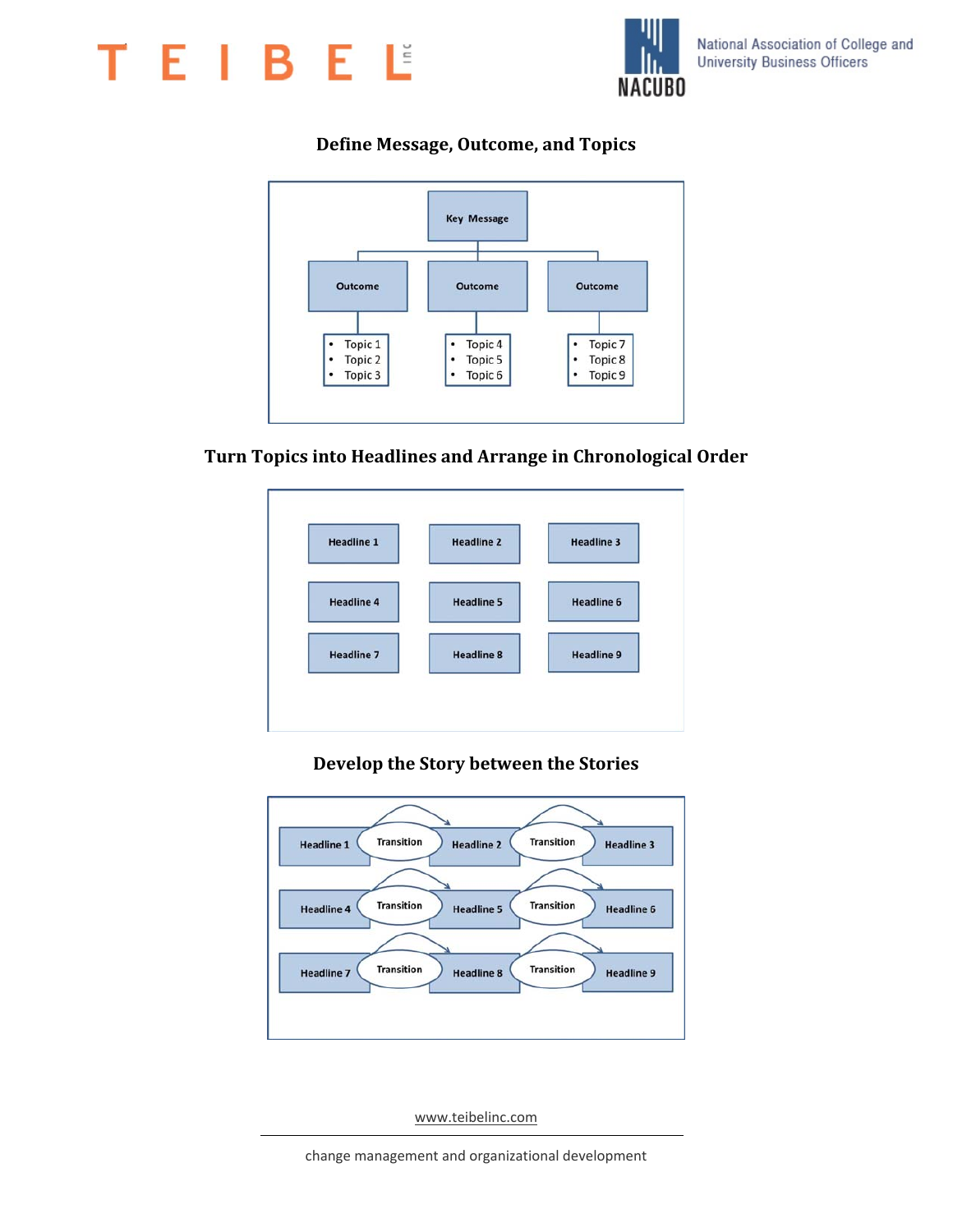## Define Message, Outcome, and Topics

Key Message

Outcome

Outcome

Outcome

- Topic 1
- Topic 2
- Topic 3

- Topic 4
- Topic 5
- Topic 6

- Topic 7
- Topic 8
- Topic 9

## Turn Topics into Headlines and Arrange in Chronological Order

Headline 1
Headline 2
Headline 3
Headline 4
Headline 5
Headline 6
Headline 7
Headline 8
Headline 9

## Develop the Story between the Stories

Headline 1 Transition Headline 2 Transition Headline 3

Headline 4 Transition Headline 5 Transition Headline 6

Headline 7 Transition Headline 8 Transition Headline 9

www.teibelinc.com

change management and organizational development